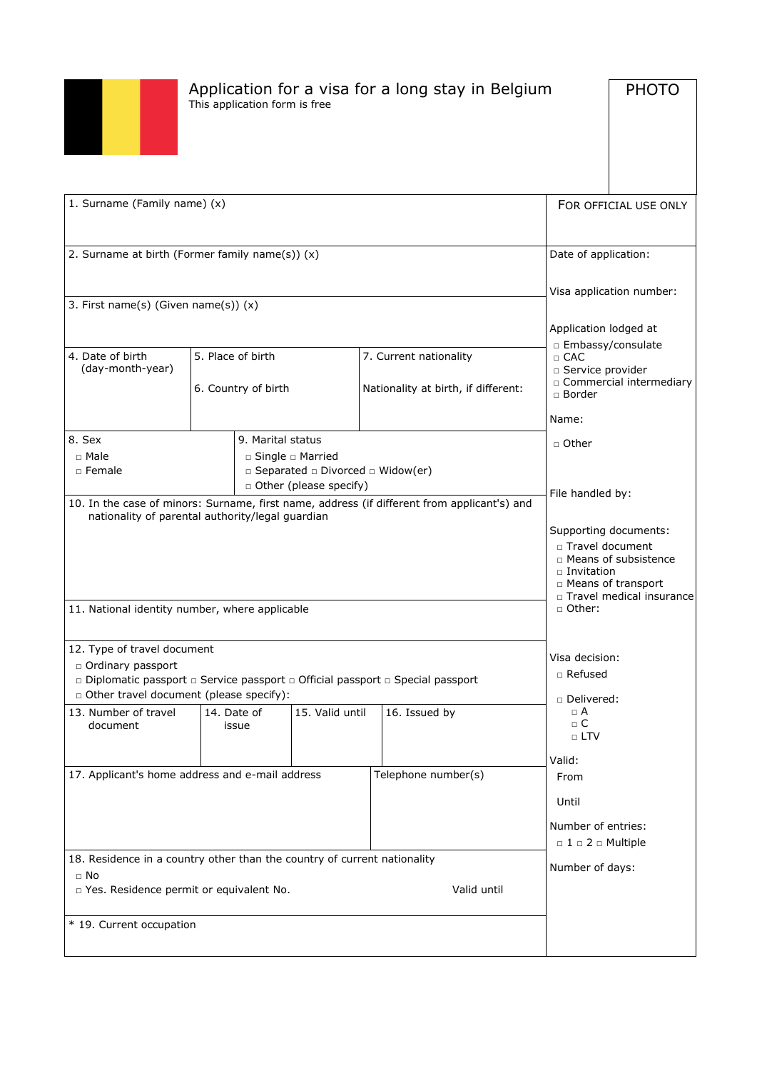# Application for a visa for a long stay in Belgium

This application form is free

PHOTO

1. Surname (Family name) (x)

2. Surname at birth (Former family name(s)) (x)

3. First name(s) (Given name(s)) (x)

4. Date of birth (day-month-year)

5. Place of birth

6. Country of birth

7. Current nationality

Nationality at birth, if different:

8. Sex
- □ Male
- □ Female

9. Marital status
- □ Single □ Married
- □ Separated □ Divorced □ Widow(er)
- □ Other (please specify)

10. In the case of minors: Surname, first name, address (if different from applicant's) and nationality of parental authority/legal guardian

11. National identity number, where applicable

12. Type of travel document
- □ Ordinary passport
- □ Diplomatic passport □ Service passport □ Official passport □ Special passport
- □ Other travel document (please specify):

| 13. Number of travel document | 14. Date of issue | 15. Valid until | 16. Issued by |
|---|---|---|---|
| | | | |

17. Applicant's home address and e-mail address

Telephone number(s)

18. Residence in a country other than the country of current nationality
- □ No
- □ Yes. Residence permit or equivalent No. Valid until

\* 19. Current occupation

## FOR OFFICIAL USE ONLY

Date of application:

Visa application number:

Application lodged at
- □ Embassy/consulate
- □ CAC
- □ Service provider
- □ Commercial intermediary
- □ Border

Name:

- □ Other

File handled by:

Supporting documents:
- □ Travel document
- □ Means of subsistence
- □ Invitation
- □ Means of transport
- □ Travel medical insurance
- □ Other:

Visa decision:
- □ Refused
- □ Delivered:
  - □ A
  - □ C
  - □ LTV

Valid:

From

Until

Number of entries:

□ 1 □ 2 □ Multiple

Number of days: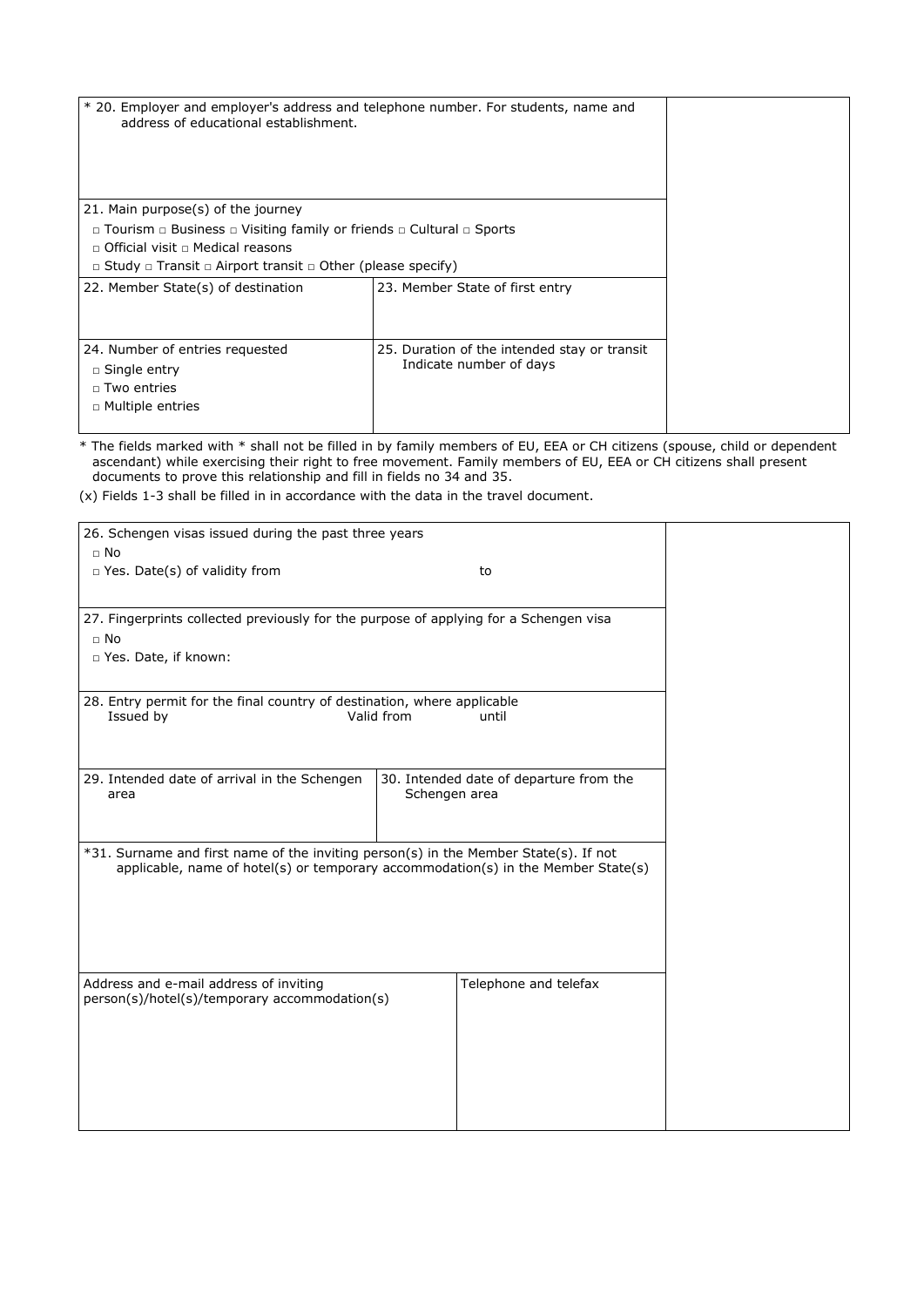| * 20. Employer and employer's address and telephone number. For students, name and address of educational establishment. | | |
|---|---|---|
| 21. Main purpose(s) of the journey<br>□ Tourism □ Business □ Visiting family or friends □ Cultural □ Sports<br>□ Official visit □ Medical reasons<br>□ Study □ Transit □ Airport transit □ Other (please specify) | | |
| 22. Member State(s) of destination | 23. Member State of first entry | |
| 24. Number of entries requested<br>□ Single entry<br>□ Two entries<br>□ Multiple entries | 25. Duration of the intended stay or transit<br>Indicate number of days | |

* The fields marked with * shall not be filled in by family members of EU, EEA or CH citizens (spouse, child or dependent ascendant) while exercising their right to free movement. Family members of EU, EEA or CH citizens shall present documents to prove this relationship and fill in fields no 34 and 35.

(x) Fields 1-3 shall be filled in in accordance with the data in the travel document.

| 26. Schengen visas issued during the past three years<br>□ No<br>□ Yes. Date(s) of validity from to | | |
|---|---|---|
| 27. Fingerprints collected previously for the purpose of applying for a Schengen visa<br>□ No<br>□ Yes. Date, if known: | | |
| 28. Entry permit for the final country of destination, where applicable<br>Issued by Valid from until | | |
| 29. Intended date of arrival in the Schengen area | 30. Intended date of departure from the Schengen area | |
| *31. Surname and first name of the inviting person(s) in the Member State(s). If not applicable, name of hotel(s) or temporary accommodation(s) in the Member State(s) | | |
| Address and e-mail address of inviting person(s)/hotel(s)/temporary accommodation(s) | Telephone and telefax | |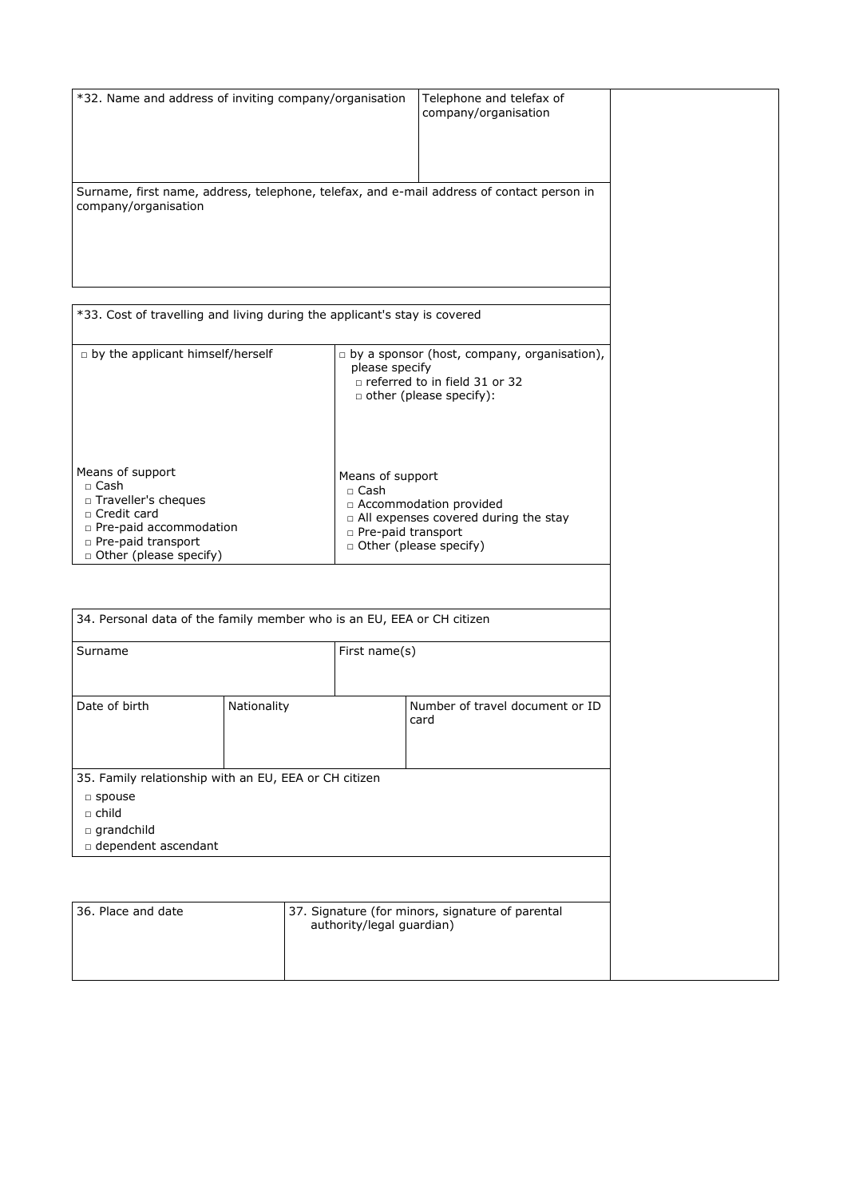| *32. Name and address of inviting company/organisation | Telephone and telefax of company/organisation |
|---|---|
| Surname, first name, address, telephone, telefax, and e-mail address of contact person in company/organisation | |

| *33. Cost of travelling and living during the applicant's stay is covered | |
|---|---|
| □ by the applicant himself/herself | □ by a sponsor (host, company, organisation), please specify<br>□ referred to in field 31 or 32<br>□ other (please specify): |
| Means of support<br>□ Cash<br>□ Traveller's cheques<br>□ Credit card<br>□ Pre-paid accommodation<br>□ Pre-paid transport<br>□ Other (please specify) | Means of support<br>□ Cash<br>□ Accommodation provided<br>□ All expenses covered during the stay<br>□ Pre-paid transport<br>□ Other (please specify) |

| 34. Personal data of the family member who is an EU, EEA or CH citizen | | |
|---|---|---|
| Surname | | First name(s) |
| Date of birth | Nationality | Number of travel document or ID card |
| 35. Family relationship with an EU, EEA or CH citizen<br>□ spouse<br>□ child<br>□ grandchild<br>□ dependent ascendant | | |

| 36. Place and date | 37. Signature (for minors, signature of parental authority/legal guardian) |
|---|---|
| | |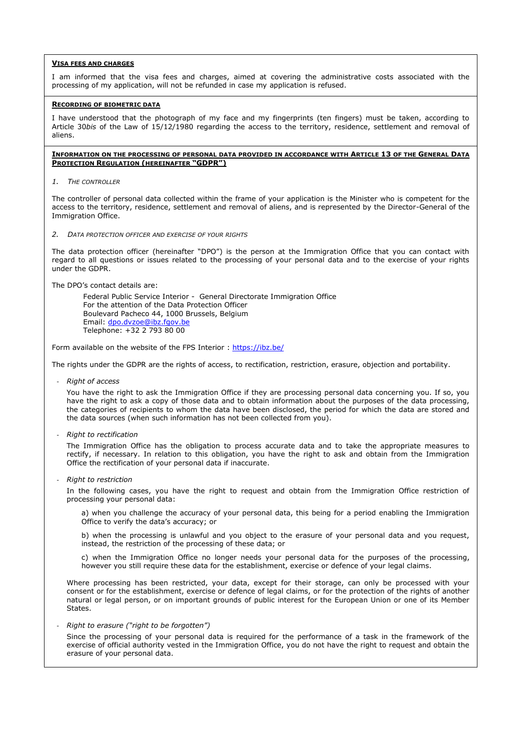**VISA FEES AND CHARGES**

I am informed that the visa fees and charges, aimed at covering the administrative costs associated with the processing of my application, will not be refunded in case my application is refused.

**RECORDING OF BIOMETRIC DATA**

I have understood that the photograph of my face and my fingerprints (ten fingers) must be taken, according to Article 30*bis* of the Law of 15/12/1980 regarding the access to the territory, residence, settlement and removal of aliens.

**INFORMATION ON THE PROCESSING OF PERSONAL DATA PROVIDED IN ACCORDANCE WITH ARTICLE 13 OF THE GENERAL DATA PROTECTION REGULATION (HEREINAFTER "GDPR")**

1. *THE CONTROLLER*

The controller of personal data collected within the frame of your application is the Minister who is competent for the access to the territory, residence, settlement and removal of aliens, and is represented by the Director-General of the Immigration Office.

2. *DATA PROTECTION OFFICER AND EXERCISE OF YOUR RIGHTS*

The data protection officer (hereinafter "DPO") is the person at the Immigration Office that you can contact with regard to all questions or issues related to the processing of your personal data and to the exercise of your rights under the GDPR.

The DPO's contact details are:

Federal Public Service Interior - General Directorate Immigration Office
For the attention of the Data Protection Officer
Boulevard Pacheco 44, 1000 Brussels, Belgium
Email: dpo.dvzoe@ibz.fgov.be
Telephone: +32 2 793 80 00

Form available on the website of the FPS Interior : https://ibz.be/

The rights under the GDPR are the rights of access, to rectification, restriction, erasure, objection and portability.

- *Right of access*

  You have the right to ask the Immigration Office if they are processing personal data concerning you. If so, you have the right to ask a copy of those data and to obtain information about the purposes of the data processing, the categories of recipients to whom the data have been disclosed, the period for which the data are stored and the data sources (when such information has not been collected from you).

- *Right to rectification*

  The Immigration Office has the obligation to process accurate data and to take the appropriate measures to rectify, if necessary. In relation to this obligation, you have the right to ask and obtain from the Immigration Office the rectification of your personal data if inaccurate.

- *Right to restriction*

  In the following cases, you have the right to request and obtain from the Immigration Office restriction of processing your personal data:

  a) when you challenge the accuracy of your personal data, this being for a period enabling the Immigration Office to verify the data's accuracy; or

  b) when the processing is unlawful and you object to the erasure of your personal data and you request, instead, the restriction of the processing of these data; or

  c) when the Immigration Office no longer needs your personal data for the purposes of the processing, however you still require these data for the establishment, exercise or defence of your legal claims.

  Where processing has been restricted, your data, except for their storage, can only be processed with your consent or for the establishment, exercise or defence of legal claims, or for the protection of the rights of another natural or legal person, or on important grounds of public interest for the European Union or one of its Member States.

- *Right to erasure ("right to be forgotten")*

  Since the processing of your personal data is required for the performance of a task in the framework of the exercise of official authority vested in the Immigration Office, you do not have the right to request and obtain the erasure of your personal data.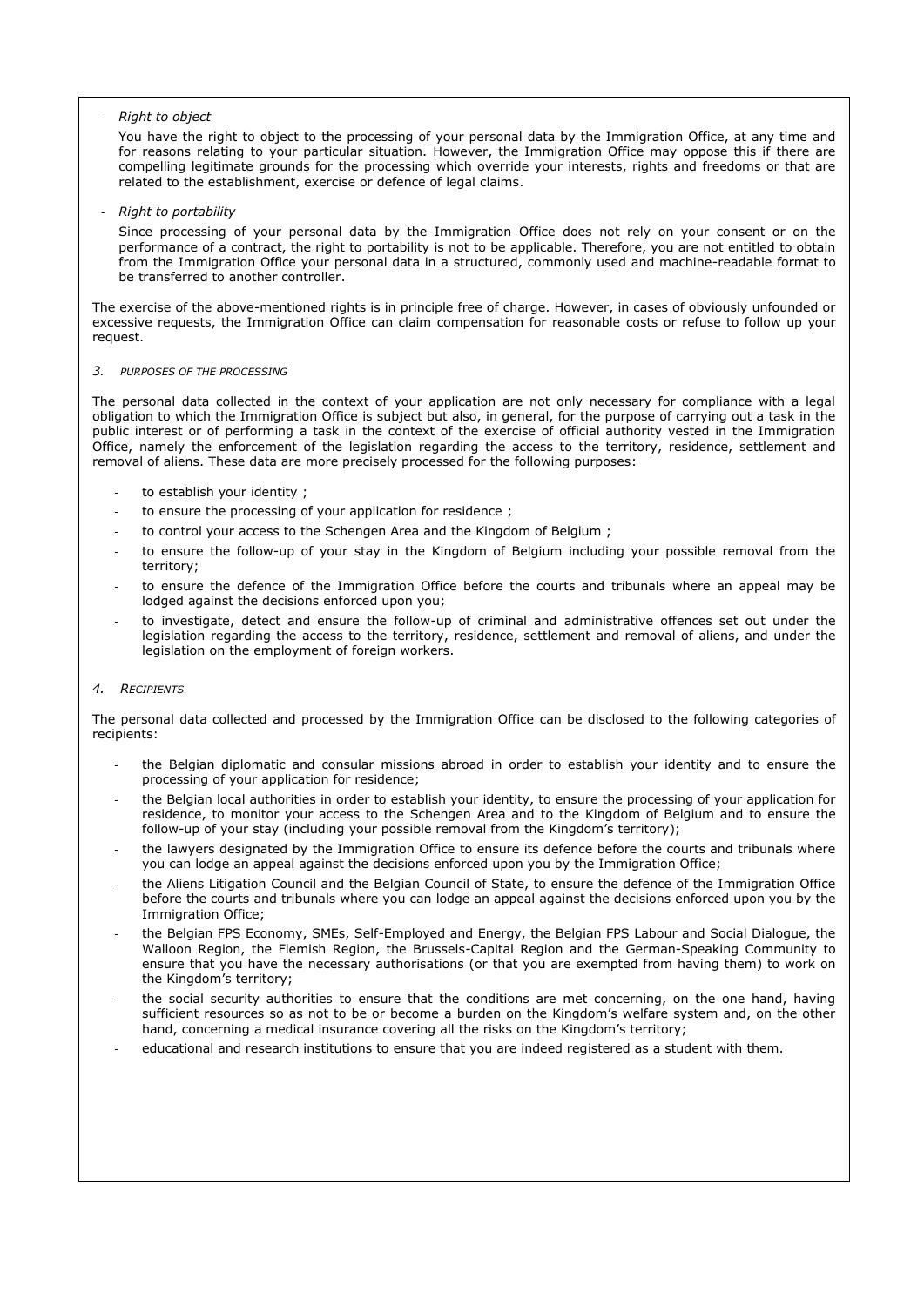- *Right to object*

  You have the right to object to the processing of your personal data by the Immigration Office, at any time and for reasons relating to your particular situation. However, the Immigration Office may oppose this if there are compelling legitimate grounds for the processing which override your interests, rights and freedoms or that are related to the establishment, exercise or defence of legal claims.

- *Right to portability*

  Since processing of your personal data by the Immigration Office does not rely on your consent or on the performance of a contract, the right to portability is not to be applicable. Therefore, you are not entitled to obtain from the Immigration Office your personal data in a structured, commonly used and machine-readable format to be transferred to another controller.

The exercise of the above-mentioned rights is in principle free of charge. However, in cases of obviously unfounded or excessive requests, the Immigration Office can claim compensation for reasonable costs or refuse to follow up your request.

### *3. PURPOSES OF THE PROCESSING*

The personal data collected in the context of your application are not only necessary for compliance with a legal obligation to which the Immigration Office is subject but also, in general, for the purpose of carrying out a task in the public interest or of performing a task in the context of the exercise of official authority vested in the Immigration Office, namely the enforcement of the legislation regarding the access to the territory, residence, settlement and removal of aliens. These data are more precisely processed for the following purposes:

- to establish your identity ;
- to ensure the processing of your application for residence ;
- to control your access to the Schengen Area and the Kingdom of Belgium ;
- to ensure the follow-up of your stay in the Kingdom of Belgium including your possible removal from the territory;
- to ensure the defence of the Immigration Office before the courts and tribunals where an appeal may be lodged against the decisions enforced upon you;
- to investigate, detect and ensure the follow-up of criminal and administrative offences set out under the legislation regarding the access to the territory, residence, settlement and removal of aliens, and under the legislation on the employment of foreign workers.

### *4. RECIPIENTS*

The personal data collected and processed by the Immigration Office can be disclosed to the following categories of recipients:

- the Belgian diplomatic and consular missions abroad in order to establish your identity and to ensure the processing of your application for residence;
- the Belgian local authorities in order to establish your identity, to ensure the processing of your application for residence, to monitor your access to the Schengen Area and to the Kingdom of Belgium and to ensure the follow-up of your stay (including your possible removal from the Kingdom's territory);
- the lawyers designated by the Immigration Office to ensure its defence before the courts and tribunals where you can lodge an appeal against the decisions enforced upon you by the Immigration Office;
- the Aliens Litigation Council and the Belgian Council of State, to ensure the defence of the Immigration Office before the courts and tribunals where you can lodge an appeal against the decisions enforced upon you by the Immigration Office;
- the Belgian FPS Economy, SMEs, Self-Employed and Energy, the Belgian FPS Labour and Social Dialogue, the Walloon Region, the Flemish Region, the Brussels-Capital Region and the German-Speaking Community to ensure that you have the necessary authorisations (or that you are exempted from having them) to work on the Kingdom's territory;
- the social security authorities to ensure that the conditions are met concerning, on the one hand, having sufficient resources so as not to be or become a burden on the Kingdom's welfare system and, on the other hand, concerning a medical insurance covering all the risks on the Kingdom's territory;
- educational and research institutions to ensure that you are indeed registered as a student with them.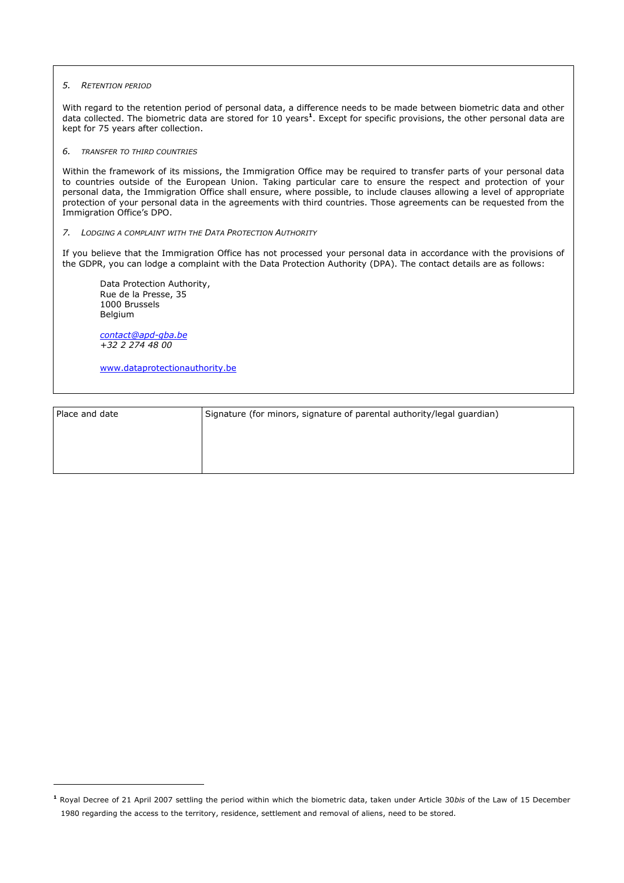### 5. *RETENTION PERIOD*

With regard to the retention period of personal data, a difference needs to be made between biometric data and other data collected. The biometric data are stored for 10 years[1]. Except for specific provisions, the other personal data are kept for 75 years after collection.

### 6. *TRANSFER TO THIRD COUNTRIES*

Within the framework of its missions, the Immigration Office may be required to transfer parts of your personal data to countries outside of the European Union. Taking particular care to ensure the respect and protection of your personal data, the Immigration Office shall ensure, where possible, to include clauses allowing a level of appropriate protection of your personal data in the agreements with third countries. Those agreements can be requested from the Immigration Office's DPO.

### 7. *LODGING A COMPLAINT WITH THE DATA PROTECTION AUTHORITY*

If you believe that the Immigration Office has not processed your personal data in accordance with the provisions of the GDPR, you can lodge a complaint with the Data Protection Authority (DPA). The contact details are as follows:

Data Protection Authority,
Rue de la Presse, 35
1000 Brussels
Belgium

*contact@apd-gba.be*
*+32 2 274 48 00*

www.dataprotectionauthority.be

| Place and date | Signature (for minors, signature of parental authority/legal guardian) |
|---|---|
| | |

[1] Royal Decree of 21 April 2007 settling the period within which the biometric data, taken under Article 30*bis* of the Law of 15 December 1980 regarding the access to the territory, residence, settlement and removal of aliens, need to be stored.